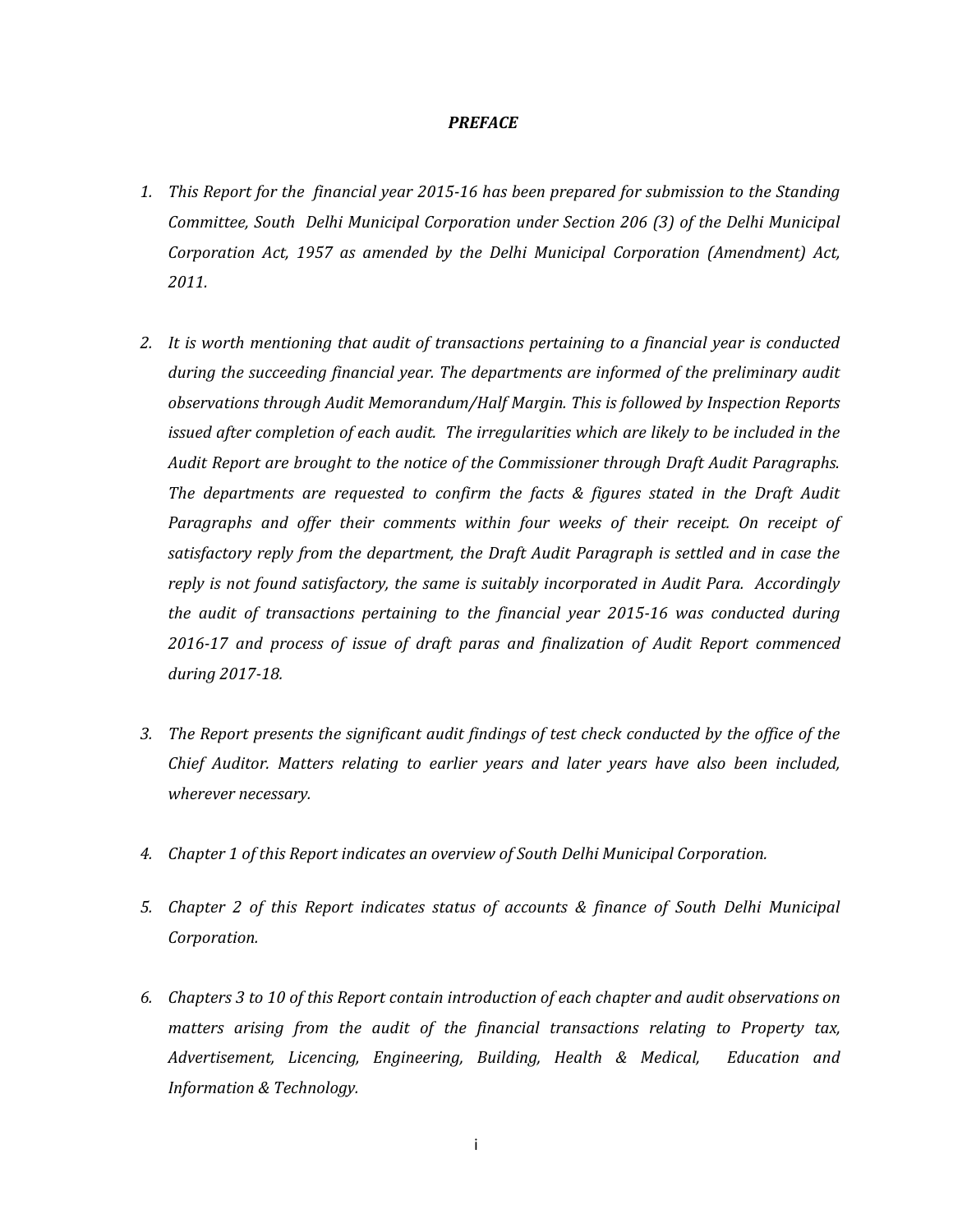# *PREFACE*

1. *This Report for the financial year 2015-16 has been prepared for submission to the Standing Committee, South Delhi Municipal Corporation under Section 206 (3) of the Delhi Municipal Corporation Act, 1957 as amended by the Delhi Municipal Corporation (Amendment) Act, 2011.*

2. *It is worth mentioning that audit of transactions pertaining to a financial year is conducted during the succeeding financial year. The departments are informed of the preliminary audit observations through Audit Memorandum/Half Margin. This is followed by Inspection Reports issued after completion of each audit. The irregularities which are likely to be included in the Audit Report are brought to the notice of the Commissioner through Draft Audit Paragraphs. The departments are requested to confirm the facts & figures stated in the Draft Audit Paragraphs and offer their comments within four weeks of their receipt. On receipt of satisfactory reply from the department, the Draft Audit Paragraph is settled and in case the reply is not found satisfactory, the same is suitably incorporated in Audit Para. Accordingly the audit of transactions pertaining to the financial year 2015-16 was conducted during 2016-17 and process of issue of draft paras and finalization of Audit Report commenced during 2017-18.*

3. *The Report presents the significant audit findings of test check conducted by the office of the Chief Auditor. Matters relating to earlier years and later years have also been included, wherever necessary.*

4. *Chapter 1 of this Report indicates an overview of South Delhi Municipal Corporation.*

5. *Chapter 2 of this Report indicates status of accounts & finance of South Delhi Municipal Corporation.*

6. *Chapters 3 to 10 of this Report contain introduction of each chapter and audit observations on matters arising from the audit of the financial transactions relating to Property tax, Advertisement, Licencing, Engineering, Building, Health & Medical, Education and Information & Technology.*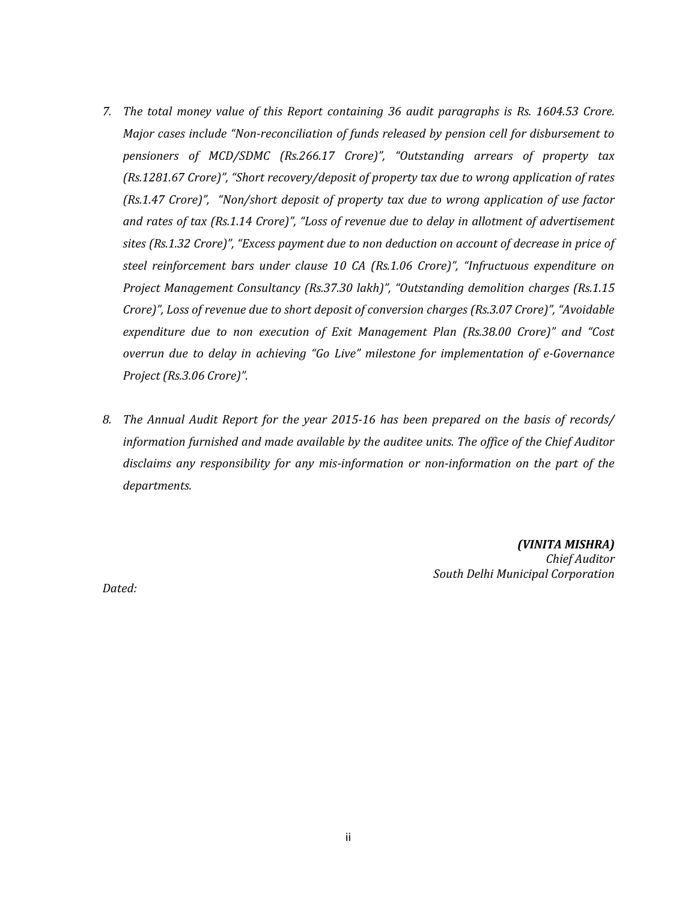7. *The total money value of this Report containing 36 audit paragraphs is Rs. 1604.53 Crore. Major cases include "Non-reconciliation of funds released by pension cell for disbursement to pensioners of MCD/SDMC (Rs.266.17 Crore)", "Outstanding arrears of property tax (Rs.1281.67 Crore)", "Short recovery/deposit of property tax due to wrong application of rates (Rs.1.47 Crore)", "Non/short deposit of property tax due to wrong application of use factor and rates of tax (Rs.1.14 Crore)", "Loss of revenue due to delay in allotment of advertisement sites (Rs.1.32 Crore)", "Excess payment due to non deduction on account of decrease in price of steel reinforcement bars under clause 10 CA (Rs.1.06 Crore)", "Infructuous expenditure on Project Management Consultancy (Rs.37.30 lakh)", "Outstanding demolition charges (Rs.1.15 Crore)", Loss of revenue due to short deposit of conversion charges (Rs.3.07 Crore)", "Avoidable expenditure due to non execution of Exit Management Plan (Rs.38.00 Crore)" and "Cost overrun due to delay in achieving "Go Live" milestone for implementation of e-Governance Project (Rs.3.06 Crore)".*

8. *The Annual Audit Report for the year 2015-16 has been prepared on the basis of records/ information furnished and made available by the auditee units. The office of the Chief Auditor disclaims any responsibility for any mis-information or non-information on the part of the departments.*

***(VINITA MISHRA)***
*Chief Auditor*
*South Delhi Municipal Corporation*

*Dated:*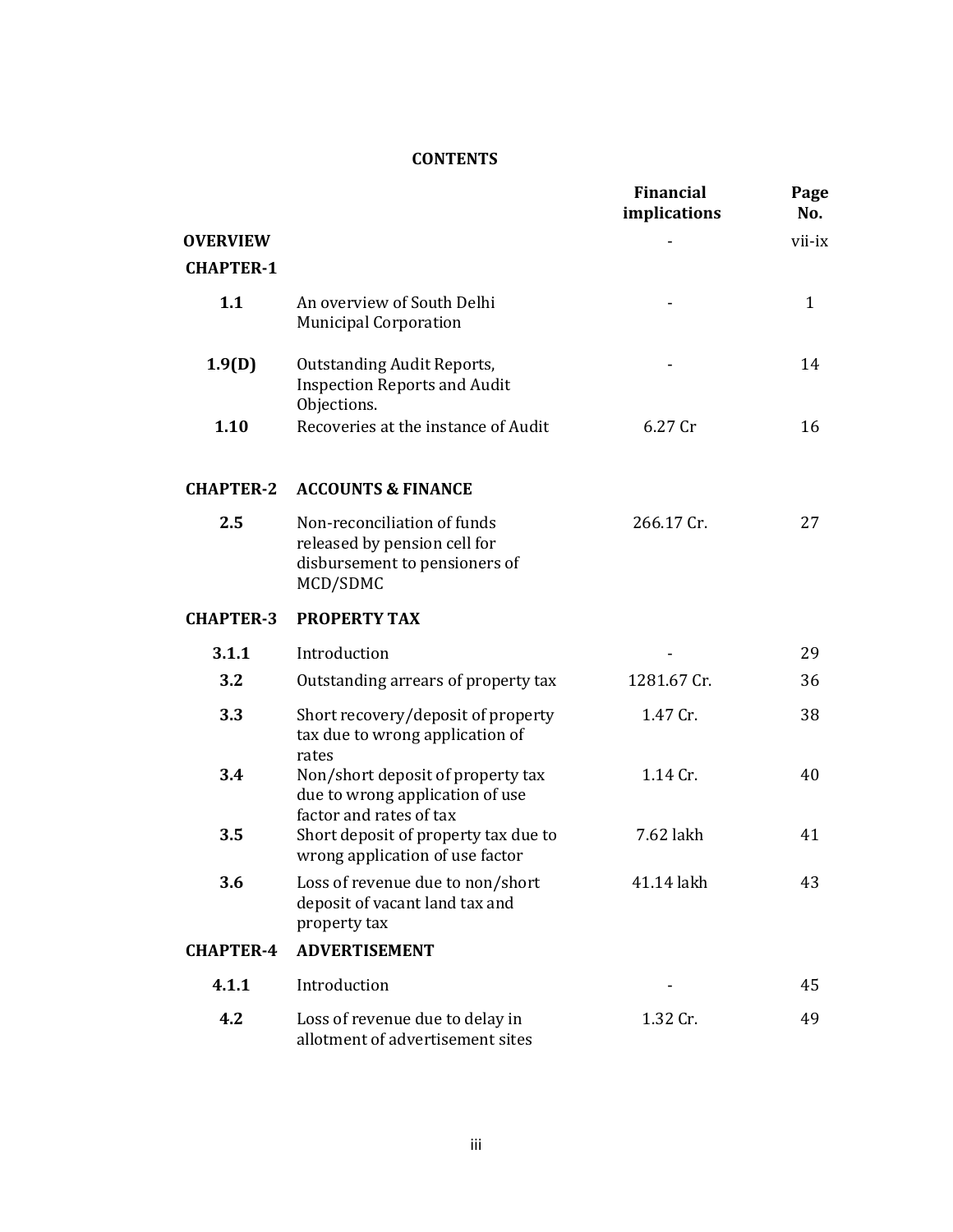## CONTENTS

| | | Financial implications | Page No. |
|---|---|---|---|
| **OVERVIEW** | | - | vii-ix |
| **CHAPTER-1** | | | |
| **1.1** | An overview of South Delhi Municipal Corporation | - | 1 |
| **1.9(D)** | Outstanding Audit Reports, Inspection Reports and Audit Objections. | - | 14 |
| **1.10** | Recoveries at the instance of Audit | 6.27 Cr | 16 |
| **CHAPTER-2** | **ACCOUNTS & FINANCE** | | |
| **2.5** | Non-reconciliation of funds released by pension cell for disbursement to pensioners of MCD/SDMC | 266.17 Cr. | 27 |
| **CHAPTER-3** | **PROPERTY TAX** | | |
| **3.1.1** | Introduction | - | 29 |
| **3.2** | Outstanding arrears of property tax | 1281.67 Cr. | 36 |
| **3.3** | Short recovery/deposit of property tax due to wrong application of rates | 1.47 Cr. | 38 |
| **3.4** | Non/short deposit of property tax due to wrong application of use factor and rates of tax | 1.14 Cr. | 40 |
| **3.5** | Short deposit of property tax due to wrong application of use factor | 7.62 lakh | 41 |
| **3.6** | Loss of revenue due to non/short deposit of vacant land tax and property tax | 41.14 lakh | 43 |
| **CHAPTER-4** | **ADVERTISEMENT** | | |
| **4.1.1** | Introduction | - | 45 |
| **4.2** | Loss of revenue due to delay in allotment of advertisement sites | 1.32 Cr. | 49 |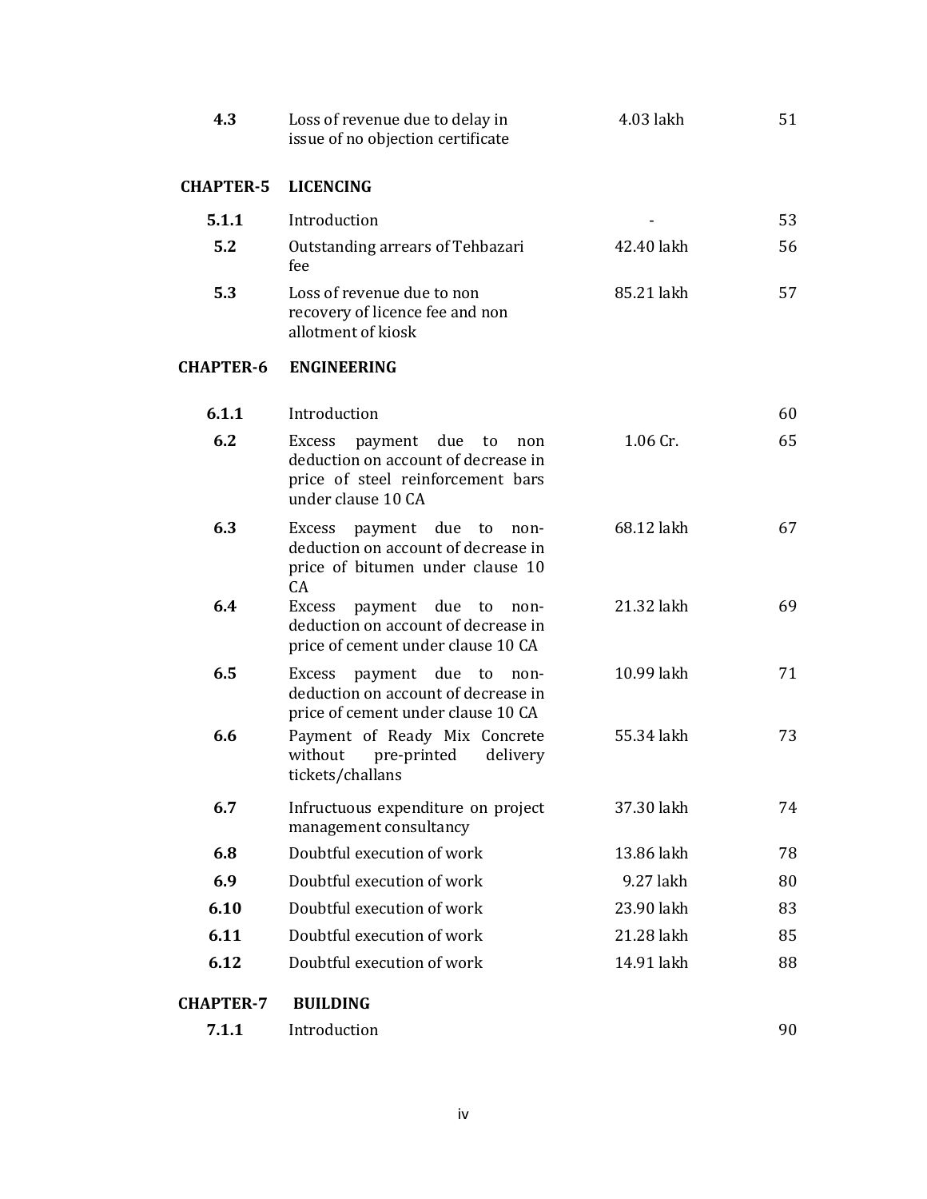| | | | |
|---|---|---|---|
| **4.3** | Loss of revenue due to delay in issue of no objection certificate | 4.03 lakh | 51 |
| **CHAPTER-5** | **LICENCING** | | |
| **5.1.1** | Introduction | - | 53 |
| **5.2** | Outstanding arrears of Tehbazari fee | 42.40 lakh | 56 |
| **5.3** | Loss of revenue due to non recovery of licence fee and non allotment of kiosk | 85.21 lakh | 57 |
| **CHAPTER-6** | **ENGINEERING** | | |
| **6.1.1** | Introduction | | 60 |
| **6.2** | Excess payment due to non deduction on account of decrease in price of steel reinforcement bars under clause 10 CA | 1.06 Cr. | 65 |
| **6.3** | Excess payment due to non-deduction on account of decrease in price of bitumen under clause 10 CA | 68.12 lakh | 67 |
| **6.4** | Excess payment due to non-deduction on account of decrease in price of cement under clause 10 CA | 21.32 lakh | 69 |
| **6.5** | Excess payment due to non-deduction on account of decrease in price of cement under clause 10 CA | 10.99 lakh | 71 |
| **6.6** | Payment of Ready Mix Concrete without pre-printed delivery tickets/challans | 55.34 lakh | 73 |
| **6.7** | Infructuous expenditure on project management consultancy | 37.30 lakh | 74 |
| **6.8** | Doubtful execution of work | 13.86 lakh | 78 |
| **6.9** | Doubtful execution of work | 9.27 lakh | 80 |
| **6.10** | Doubtful execution of work | 23.90 lakh | 83 |
| **6.11** | Doubtful execution of work | 21.28 lakh | 85 |
| **6.12** | Doubtful execution of work | 14.91 lakh | 88 |
| **CHAPTER-7** | **BUILDING** | | |
| **7.1.1** | Introduction | | 90 |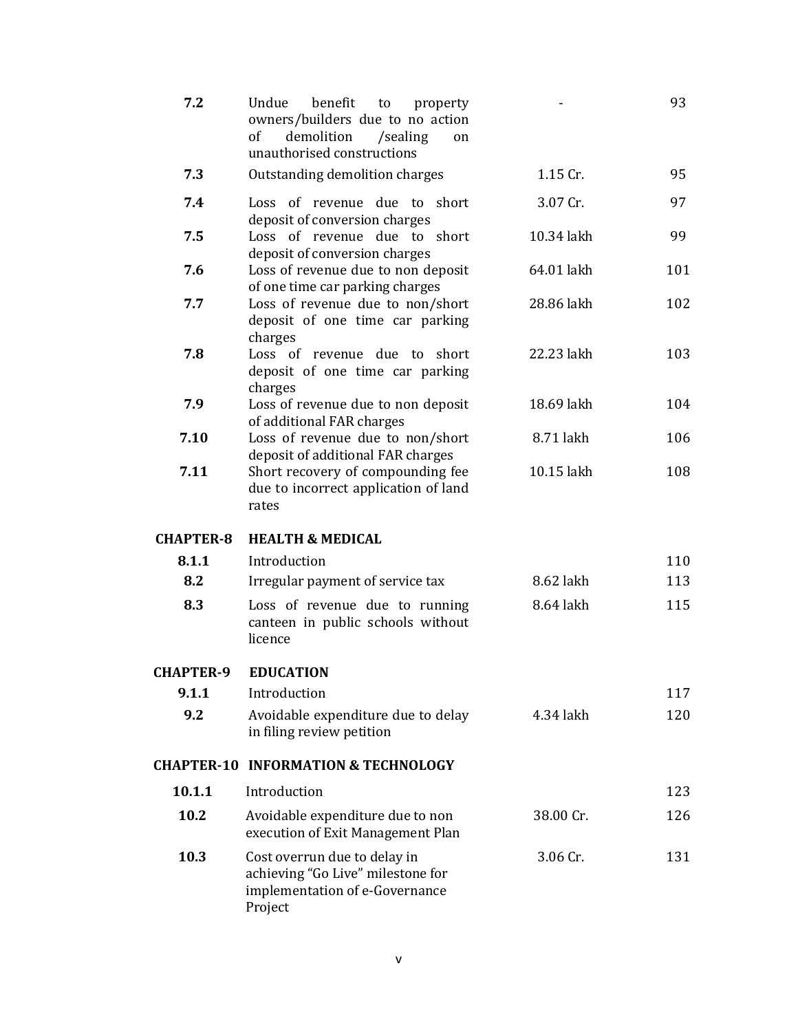| | | | |
|---|---|---|---|
| **7.2** | Undue benefit to property owners/builders due to no action of demolition /sealing on unauthorised constructions | - | 93 |
| **7.3** | Outstanding demolition charges | 1.15 Cr. | 95 |
| **7.4** | Loss of revenue due to short deposit of conversion charges | 3.07 Cr. | 97 |
| **7.5** | Loss of revenue due to short deposit of conversion charges | 10.34 lakh | 99 |
| **7.6** | Loss of revenue due to non deposit of one time car parking charges | 64.01 lakh | 101 |
| **7.7** | Loss of revenue due to non/short deposit of one time car parking charges | 28.86 lakh | 102 |
| **7.8** | Loss of revenue due to short deposit of one time car parking charges | 22.23 lakh | 103 |
| **7.9** | Loss of revenue due to non deposit of additional FAR charges | 18.69 lakh | 104 |
| **7.10** | Loss of revenue due to non/short deposit of additional FAR charges | 8.71 lakh | 106 |
| **7.11** | Short recovery of compounding fee due to incorrect application of land rates | 10.15 lakh | 108 |
| **CHAPTER-8** | **HEALTH & MEDICAL** | | |
| **8.1.1** | Introduction | | 110 |
| **8.2** | Irregular payment of service tax | 8.62 lakh | 113 |
| **8.3** | Loss of revenue due to running canteen in public schools without licence | 8.64 lakh | 115 |
| **CHAPTER-9** | **EDUCATION** | | |
| **9.1.1** | Introduction | | 117 |
| **9.2** | Avoidable expenditure due to delay in filing review petition | 4.34 lakh | 120 |
| **CHAPTER-10** | **INFORMATION & TECHNOLOGY** | | |
| **10.1.1** | Introduction | | 123 |
| **10.2** | Avoidable expenditure due to non execution of Exit Management Plan | 38.00 Cr. | 126 |
| **10.3** | Cost overrun due to delay in achieving "Go Live" milestone for implementation of e-Governance Project | 3.06 Cr. | 131 |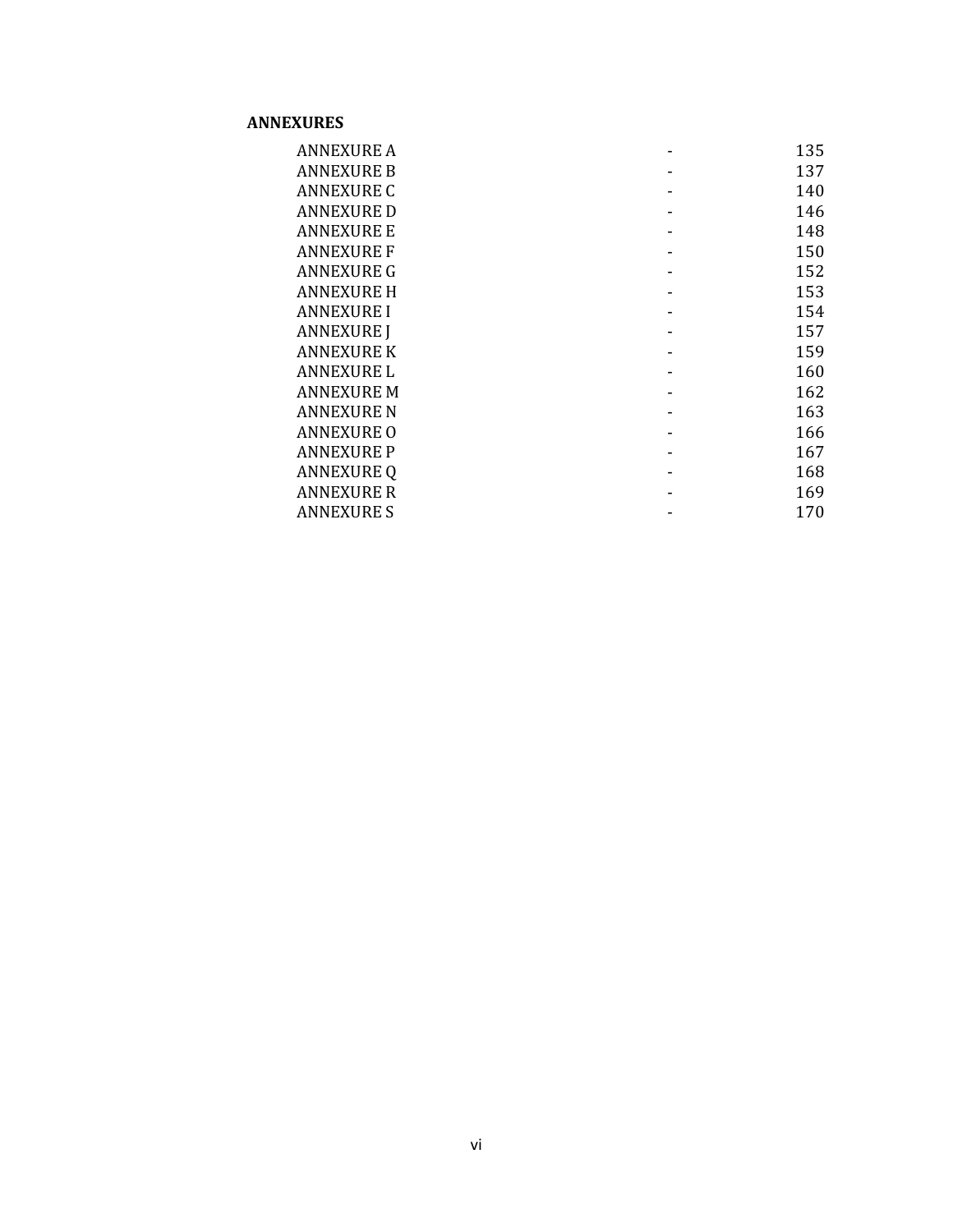**ANNEXURES**

| | | |
|---|---|---|
| ANNEXURE A | - | 135 |
| ANNEXURE B | - | 137 |
| ANNEXURE C | - | 140 |
| ANNEXURE D | - | 146 |
| ANNEXURE E | - | 148 |
| ANNEXURE F | - | 150 |
| ANNEXURE G | - | 152 |
| ANNEXURE H | - | 153 |
| ANNEXURE I | - | 154 |
| ANNEXURE J | - | 157 |
| ANNEXURE K | - | 159 |
| ANNEXURE L | - | 160 |
| ANNEXURE M | - | 162 |
| ANNEXURE N | - | 163 |
| ANNEXURE O | - | 166 |
| ANNEXURE P | - | 167 |
| ANNEXURE Q | - | 168 |
| ANNEXURE R | - | 169 |
| ANNEXURE S | - | 170 |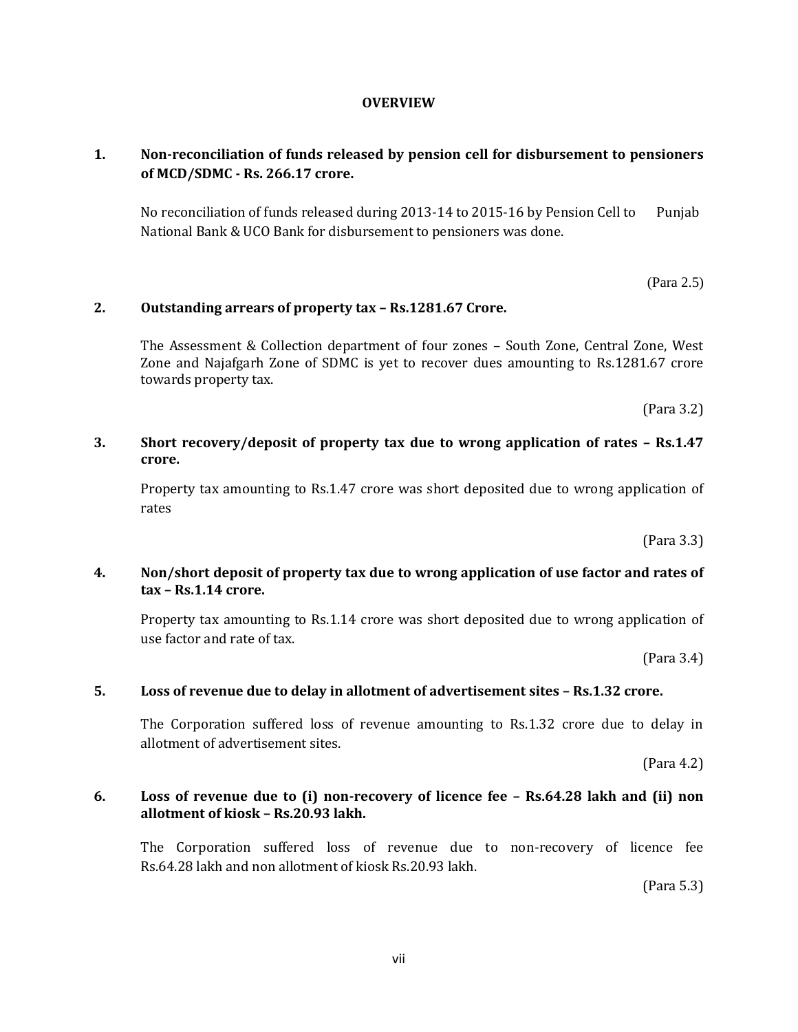# OVERVIEW

**1. Non-reconciliation of funds released by pension cell for disbursement to pensioners of MCD/SDMC - Rs. 266.17 crore.**

No reconciliation of funds released during 2013-14 to 2015-16 by Pension Cell to Punjab National Bank & UCO Bank for disbursement to pensioners was done.

(Para 2.5)

**2. Outstanding arrears of property tax – Rs.1281.67 Crore.**

The Assessment & Collection department of four zones – South Zone, Central Zone, West Zone and Najafgarh Zone of SDMC is yet to recover dues amounting to Rs.1281.67 crore towards property tax.

(Para 3.2)

**3. Short recovery/deposit of property tax due to wrong application of rates – Rs.1.47 crore.**

Property tax amounting to Rs.1.47 crore was short deposited due to wrong application of rates

(Para 3.3)

**4. Non/short deposit of property tax due to wrong application of use factor and rates of tax – Rs.1.14 crore.**

Property tax amounting to Rs.1.14 crore was short deposited due to wrong application of use factor and rate of tax.

(Para 3.4)

**5. Loss of revenue due to delay in allotment of advertisement sites – Rs.1.32 crore.**

The Corporation suffered loss of revenue amounting to Rs.1.32 crore due to delay in allotment of advertisement sites.

(Para 4.2)

**6. Loss of revenue due to (i) non-recovery of licence fee – Rs.64.28 lakh and (ii) non allotment of kiosk – Rs.20.93 lakh.**

The Corporation suffered loss of revenue due to non-recovery of licence fee Rs.64.28 lakh and non allotment of kiosk Rs.20.93 lakh.

(Para 5.3)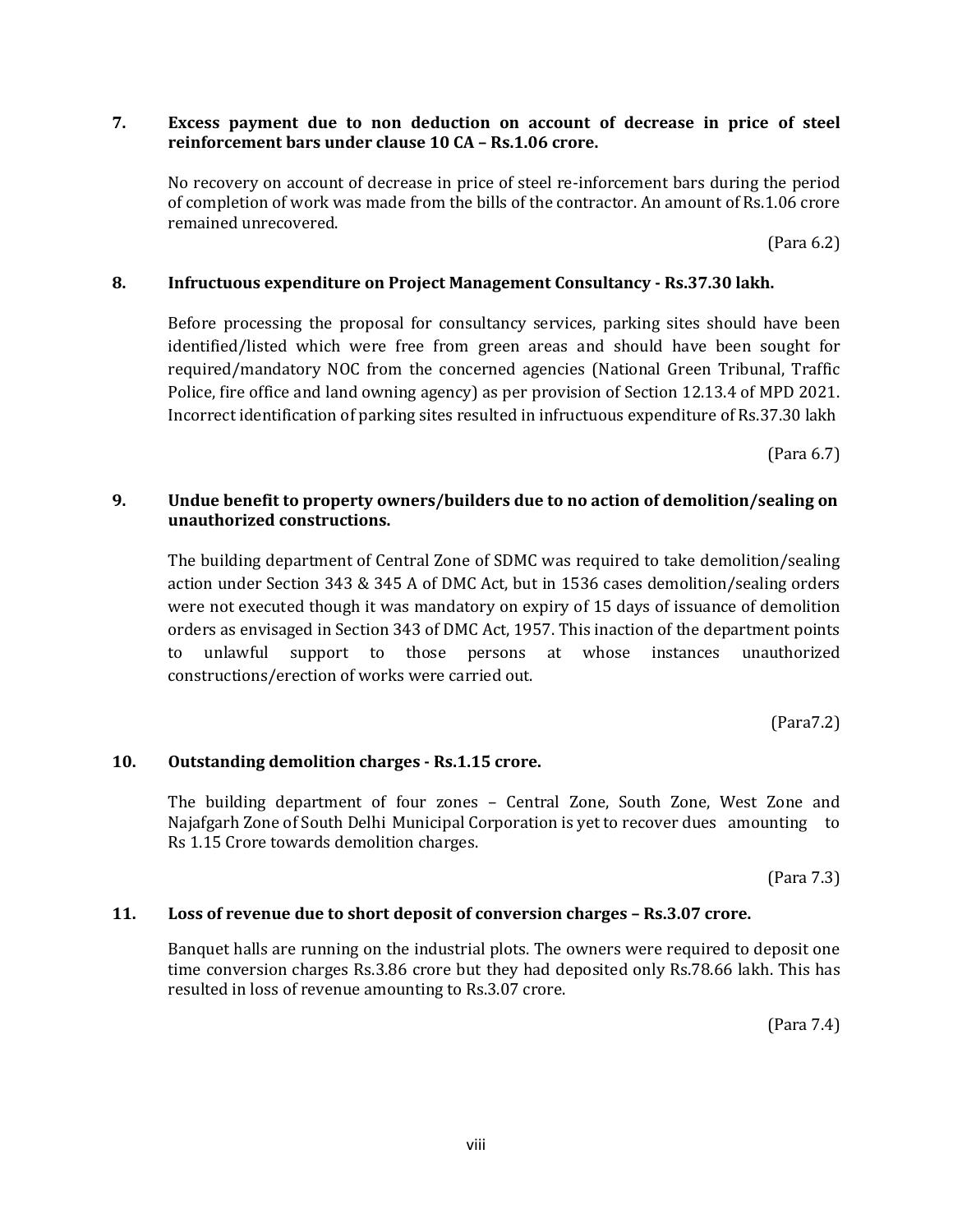**7. Excess payment due to non deduction on account of decrease in price of steel reinforcement bars under clause 10 CA – Rs.1.06 crore.**

No recovery on account of decrease in price of steel re-inforcement bars during the period of completion of work was made from the bills of the contractor. An amount of Rs.1.06 crore remained unrecovered.

(Para 6.2)

**8. Infructuous expenditure on Project Management Consultancy - Rs.37.30 lakh.**

Before processing the proposal for consultancy services, parking sites should have been identified/listed which were free from green areas and should have been sought for required/mandatory NOC from the concerned agencies (National Green Tribunal, Traffic Police, fire office and land owning agency) as per provision of Section 12.13.4 of MPD 2021. Incorrect identification of parking sites resulted in infructuous expenditure of Rs.37.30 lakh

(Para 6.7)

**9. Undue benefit to property owners/builders due to no action of demolition/sealing on unauthorized constructions.**

The building department of Central Zone of SDMC was required to take demolition/sealing action under Section 343 & 345 A of DMC Act, but in 1536 cases demolition/sealing orders were not executed though it was mandatory on expiry of 15 days of issuance of demolition orders as envisaged in Section 343 of DMC Act, 1957. This inaction of the department points to unlawful support to those persons at whose instances unauthorized constructions/erection of works were carried out.

(Para7.2)

**10. Outstanding demolition charges - Rs.1.15 crore.**

The building department of four zones – Central Zone, South Zone, West Zone and Najafgarh Zone of South Delhi Municipal Corporation is yet to recover dues amounting to Rs 1.15 Crore towards demolition charges.

(Para 7.3)

**11. Loss of revenue due to short deposit of conversion charges – Rs.3.07 crore.**

Banquet halls are running on the industrial plots. The owners were required to deposit one time conversion charges Rs.3.86 crore but they had deposited only Rs.78.66 lakh. This has resulted in loss of revenue amounting to Rs.3.07 crore.

(Para 7.4)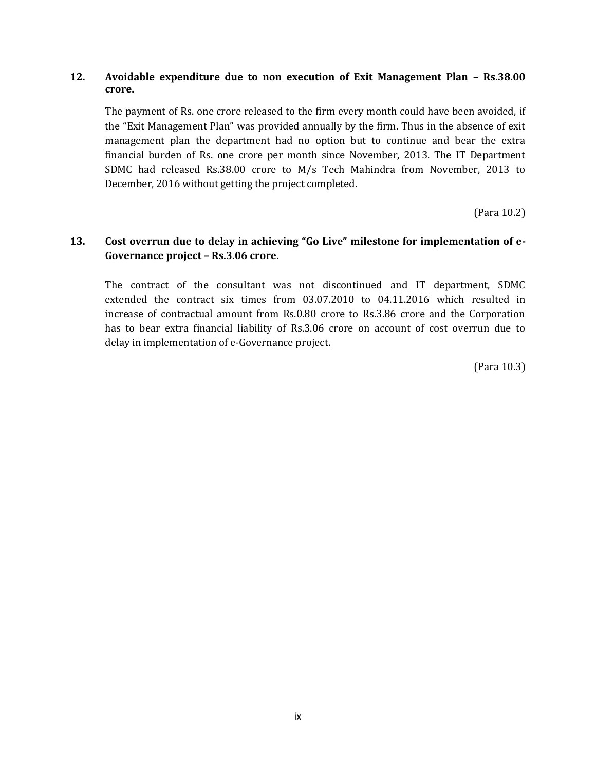**12. Avoidable expenditure due to non execution of Exit Management Plan – Rs.38.00 crore.**

The payment of Rs. one crore released to the firm every month could have been avoided, if the "Exit Management Plan" was provided annually by the firm. Thus in the absence of exit management plan the department had no option but to continue and bear the extra financial burden of Rs. one crore per month since November, 2013. The IT Department SDMC had released Rs.38.00 crore to M/s Tech Mahindra from November, 2013 to December, 2016 without getting the project completed.

(Para 10.2)

**13. Cost overrun due to delay in achieving "Go Live" milestone for implementation of e-Governance project – Rs.3.06 crore.**

The contract of the consultant was not discontinued and IT department, SDMC extended the contract six times from 03.07.2010 to 04.11.2016 which resulted in increase of contractual amount from Rs.0.80 crore to Rs.3.86 crore and the Corporation has to bear extra financial liability of Rs.3.06 crore on account of cost overrun due to delay in implementation of e-Governance project.

(Para 10.3)